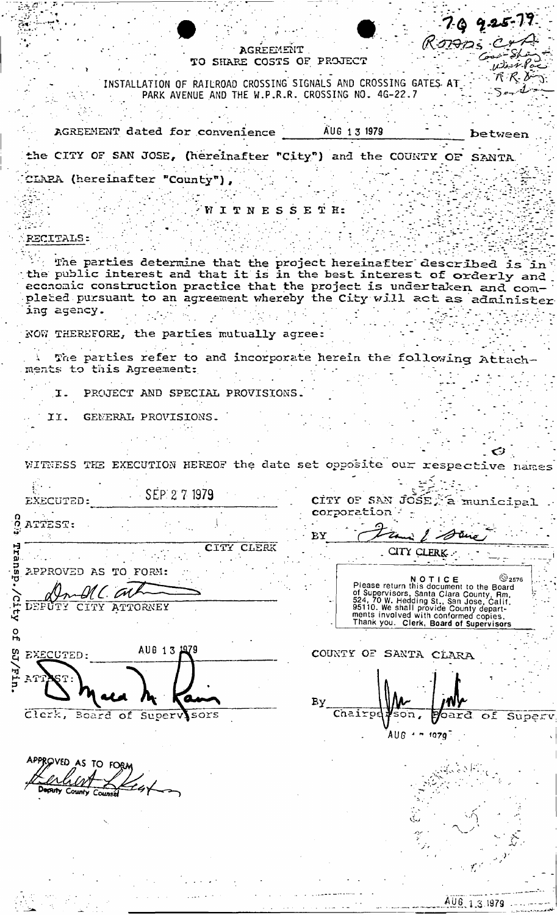7-G 9-25-79
R5775 C+A
Cons-Shaw
West Pac
R.R. Dry.
So-1

# AGREEMENT TO SHARE COSTS OF PROJECT

INSTALLATION OF RAILROAD CROSSING SIGNALS AND CROSSING GATES AT PARK AVENUE AND THE W.P.R.R. CROSSING NO. 4G-22.7

AGREEMENT dated for convenience AUG 13 1979 between the CITY OF SAN JOSE, (hereinafter "City") and the COUNTY OF SANTA CLARA (hereinafter "County"),

W I T N E S S E T H:

RECITALS:

The parties determine that the project hereinafter described is in the public interest and that it is in the best interest of orderly and economic construction practice that the project is undertaken and completed pursuant to an agreement whereby the City will act as administering agency.

NOW THEREFORE, the parties mutually agree:

The parties refer to and incorporate herein the following Attachments to this Agreement:

I. PROJECT AND SPECIAL PROVISIONS.

II. GENERAL PROVISIONS.

WITNESS THE EXECUTION HEREOF the date set opposite our respective names

EXECUTED: SEP 27 1979

ATTEST:

CITY CLERK

APPROVED AS TO FORM:

DEPUTY CITY ATTORNEY

CITY OF SAN JOSE, a municipal corporation

BY

CITY CLERK

NOTICE
Please return this document to the Board of Supervisors, Santa Clara County, Rm. 524, 70 W. Hedding St., San Jose, Calif. 95110. We shall provide County departments involved with conformed copies.
Thank you. Clerk, Board of Supervisors

EXECUTED: AUG 13 1979

ATTEST:

Clerk, Board of Supervisors

COUNTY OF SANTA CLARA

By

Chairperson, Board of Superv

AUG - 1979

APPROVED AS TO FORM

Deputy County Counsel

c.c.: Transp./City of SJ/Fin.

AUG 13 1979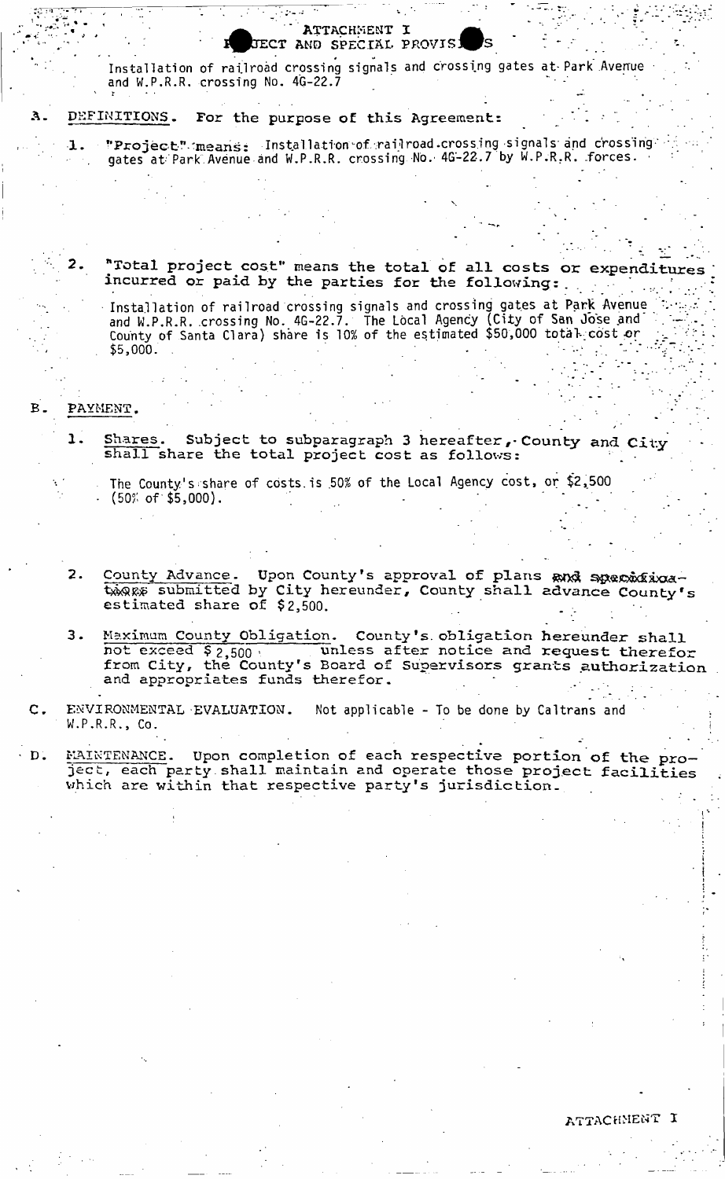# ATTACHMENT I
## PROJECT AND SPECIAL PROVISIONS

Installation of railroad crossing signals and crossing gates at Park Avenue and W.P.R.R. crossing No. 4G-22.7

A. DEFINITIONS. For the purpose of this Agreement:

1. "Project" means: Installation of railroad crossing signals and crossing gates at Park Avenue and W.P.R.R. crossing No. 4G-22.7 by W.P.R.R. forces.

2. "Total project cost" means the total of all costs or expenditures incurred or paid by the parties for the following:

   Installation of railroad crossing signals and crossing gates at Park Avenue and W.P.R.R. crossing No. 4G-22.7. The Local Agency (City of San Jose and County of Santa Clara) share is 10% of the estimated \$50,000 total cost or \$5,000.

B. PAYMENT.

1. Shares. Subject to subparagraph 3 hereafter, County and City shall share the total project cost as follows:

   The County's share of costs is 50% of the Local Agency cost, or \$2,500 (50% of \$5,000).

2. County Advance. Upon County's approval of plans ~~and specifications~~ submitted by City hereunder, County shall advance County's estimated share of \$2,500.

3. Maximum County Obligation. County's obligation hereunder shall not exceed \$2,500 unless after notice and request therefor from City, the County's Board of Supervisors grants authorization and appropriates funds therefor.

C. ENVIRONMENTAL EVALUATION. Not applicable - To be done by Caltrans and W.P.R.R., Co.

D. MAINTENANCE. Upon completion of each respective portion of the project, each party shall maintain and operate those project facilities which are within that respective party's jurisdiction.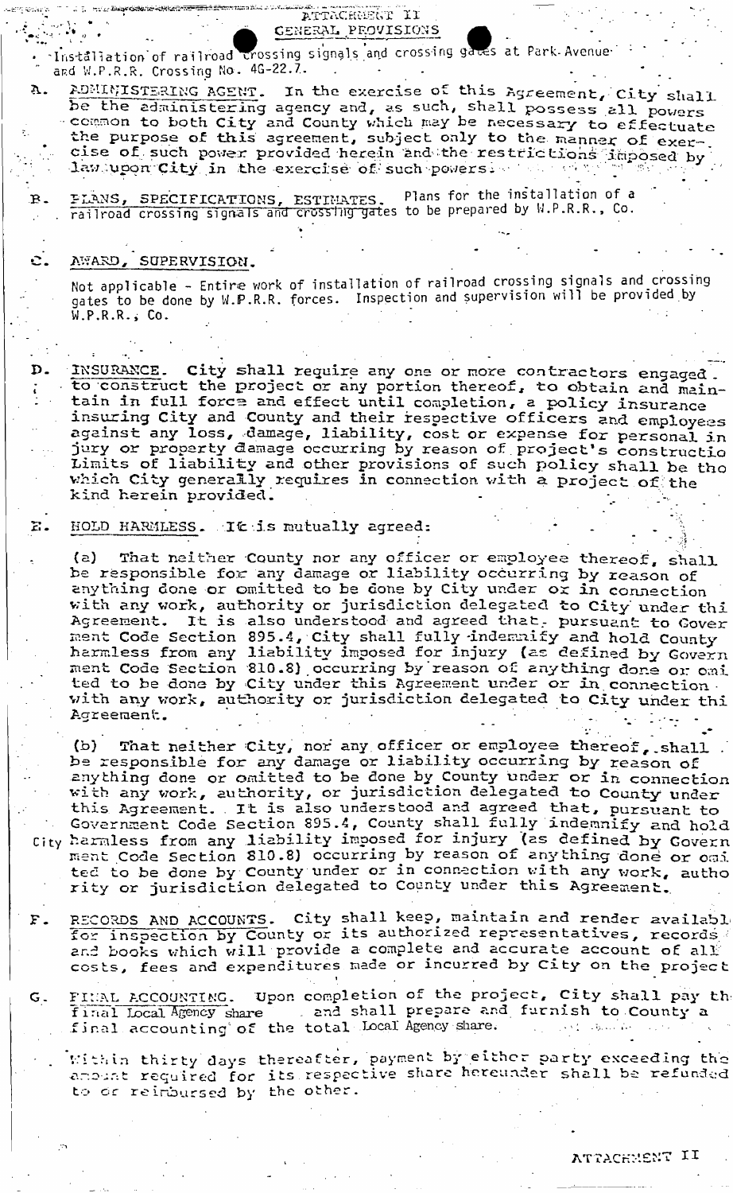# ATTACHMENT II
## GENERAL PROVISIONS

Installation of railroad crossing signals and crossing gates at Park Avenue and W.P.R.R. Crossing No. 4G-22.7.

A. ADMINISTERING AGENT. In the exercise of this Agreement, City shall be the administering agency and, as such, shall possess all powers common to both City and County which may be necessary to effectuate the purpose of this agreement, subject only to the manner of exercise of such power provided herein and the restrictions imposed by law upon City in the exercise of such powers.

B. PLANS, SPECIFICATIONS, ESTIMATES. Plans for the installation of a railroad crossing signals and crossing gates to be prepared by W.P.R.R., Co.

C. AWARD, SUPERVISION.

Not applicable - Entire work of installation of railroad crossing signals and crossing gates to be done by W.P.R.R. forces. Inspection and supervision will be provided by W.P.R.R., Co.

D. INSURANCE. City shall require any one or more contractors engaged to construct the project or any portion thereof, to obtain and maintain in full force and effect until completion, a policy insurance insuring City and County and their respective officers and employees against any loss, damage, liability, cost or expense for personal injury or property damage occurring by reason of project's constructio Limits of liability and other provisions of such policy shall be tho which City generally requires in connection with a project of the kind herein provided.

E. HOLD HARMLESS. It is mutually agreed:

(a) That neither County nor any officer or employee thereof, shall be responsible for any damage or liability occurring by reason of anything done or omitted to be done by City under or in connection with any work, authority or jurisdiction delegated to City under thi Agreement. It is also understood and agreed that, pursuant to Gover ment Code Section 895.4, City shall fully indemnify and hold County harmless from any liability imposed for injury (as defined by Govern ment Code Section 810.8) occurring by reason of anything done or omi ted to be done by City under this Agreement under or in connection with any work, authority or jurisdiction delegated to City under thi Agreement.

(b) That neither City, nor any officer or employee thereof, shall be responsible for any damage or liability occurring by reason of anything done or omitted to be done by County under or in connection with any work, authority, or jurisdiction delegated to County under this Agreement. It is also understood and agreed that, pursuant to Government Code Section 895.4, County shall fully indemnify and hold City harmless from any liability imposed for injury (as defined by Govern ment Code Section 810.8) occurring by reason of anything done or omi ted to be done by County under or in connection with any work, autho rity or jurisdiction delegated to County under this Agreement.

F. RECORDS AND ACCOUNTS. City shall keep, maintain and render availabl for inspection by County or its authorized representatives, records and books which will provide a complete and accurate account of all costs, fees and expenditures made or incurred by City on the project

G. FINAL ACCOUNTING. Upon completion of the project, City shall pay th final Local Agency share and shall prepare and furnish to County a final accounting of the total Local Agency share.

Within thirty days thereafter, payment by either party exceeding the amount required for its respective share hereunder shall be refunded to or reimbursed by the other.

ATTACHMENT II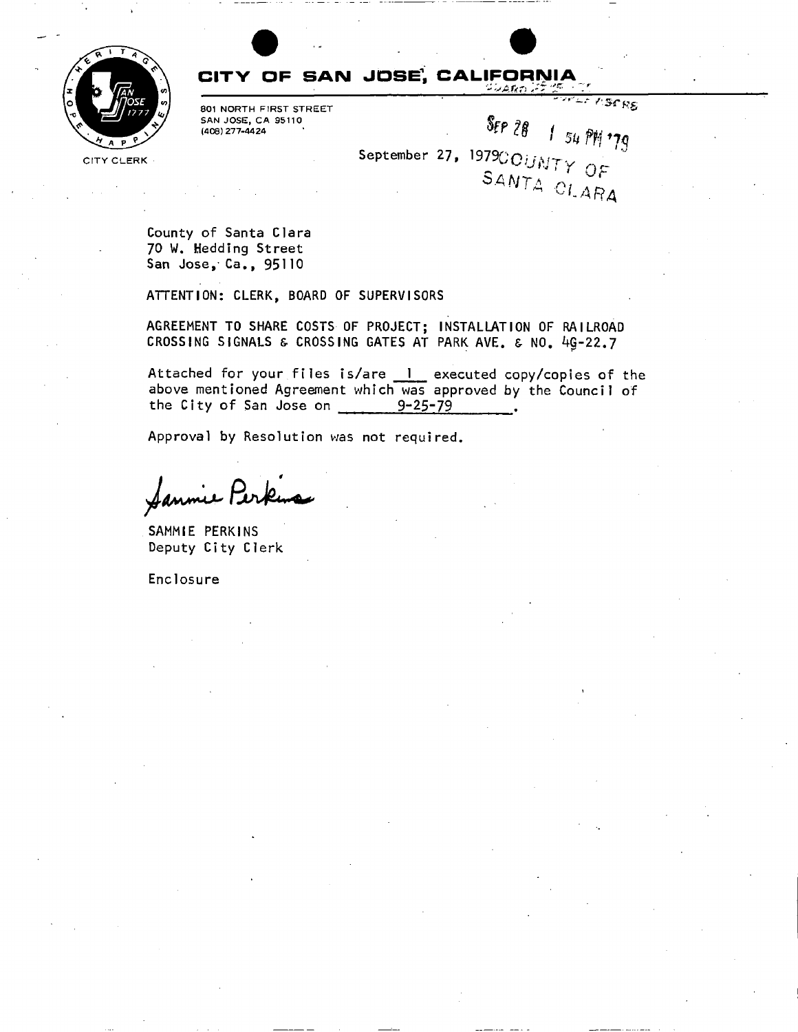# CITY OF SAN JOSE, CALIFORNIA

801 NORTH FIRST STREET
SAN JOSE, CA 95110
(408) 277-4424

CITY CLERK

SEP 28 1 54 PM '79

September 27, 1979

COUNTY OF SANTA CLARA

County of Santa Clara
70 W. Hedding Street
San Jose, Ca., 95110

ATTENTION: CLERK, BOARD OF SUPERVISORS

AGREEMENT TO SHARE COSTS OF PROJECT; INSTALLATION OF RAILROAD CROSSING SIGNALS & CROSSING GATES AT PARK AVE. & NO. 4G-22.7

Attached for your files is/are 1 executed copy/copies of the above mentioned Agreement which was approved by the Council of the City of San Jose on 9-25-79.

Approval by Resolution was not required.

Sammie Perkins

SAMMIE PERKINS
Deputy City Clerk

Enclosure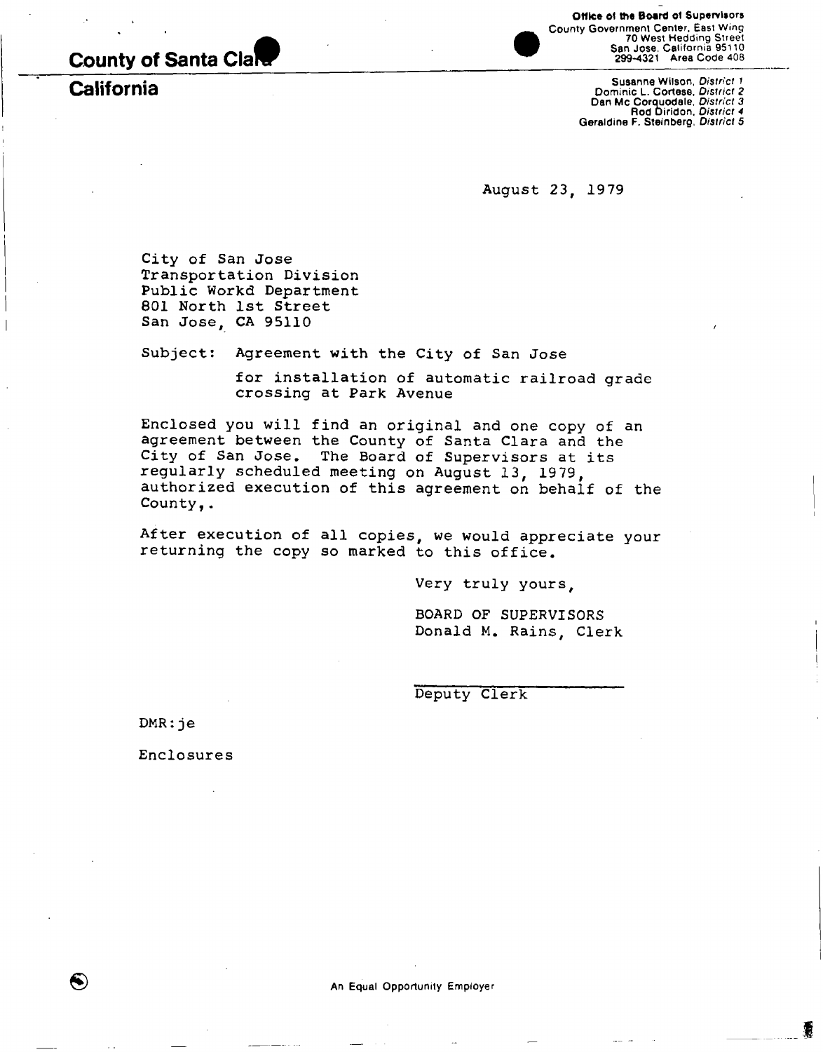# County of Santa Clara

## California

**Office of the Board of Supervisors**
County Government Center, East Wing
70 West Hedding Street
San Jose, California 95110
299-4321 Area Code 408

Susanne Wilson, *District 1*
Dominic L. Cortese, *District 2*
Dan Mc Corquodale, *District 3*
Rod Diridon, *District 4*
Geraldine F. Steinberg, *District 5*

August 23, 1979

City of San Jose
Transportation Division
Public Workd Department
801 North 1st Street
San Jose, CA 95110

Subject: Agreement with the City of San Jose
for installation of automatic railroad grade crossing at Park Avenue

Enclosed you will find an original and one copy of an agreement between the County of Santa Clara and the City of San Jose. The Board of Supervisors at its regularly scheduled meeting on August 13, 1979, authorized execution of this agreement on behalf of the County,.

After execution of all copies, we would appreciate your returning the copy so marked to this office.

Very truly yours,

BOARD OF SUPERVISORS
Donald M. Rains, Clerk

Deputy Clerk

DMR:je

Enclosures

An Equal Opportunity Employer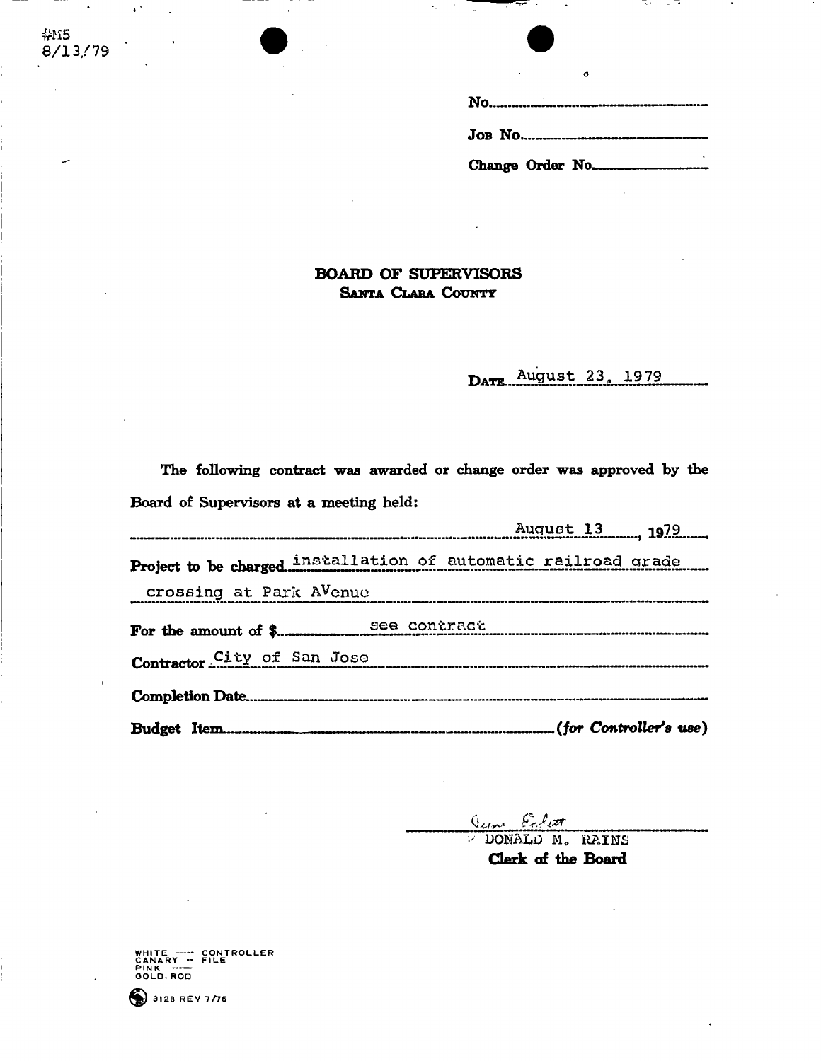#M5
8/13/79

No.

Job No.

Change Order No.

**BOARD OF SUPERVISORS**
**SANTA CLARA COUNTY**

DATE August 23, 1979

The following contract was awarded or change order was approved by the Board of Supervisors at a meeting held:

August 13, 1979

Project to be charged installation of automatic railroad grade crossing at Park AVenue

For the amount of $ see contract

Contractor City of San Jose

Completion Date

Budget Item *(for Controller's use)*

DONALD M. RAINS
**Clerk of the Board**

WHITE — CONTROLLER
CANARY — FILE
PINK —
GOLD. ROD

3128 REV 7/76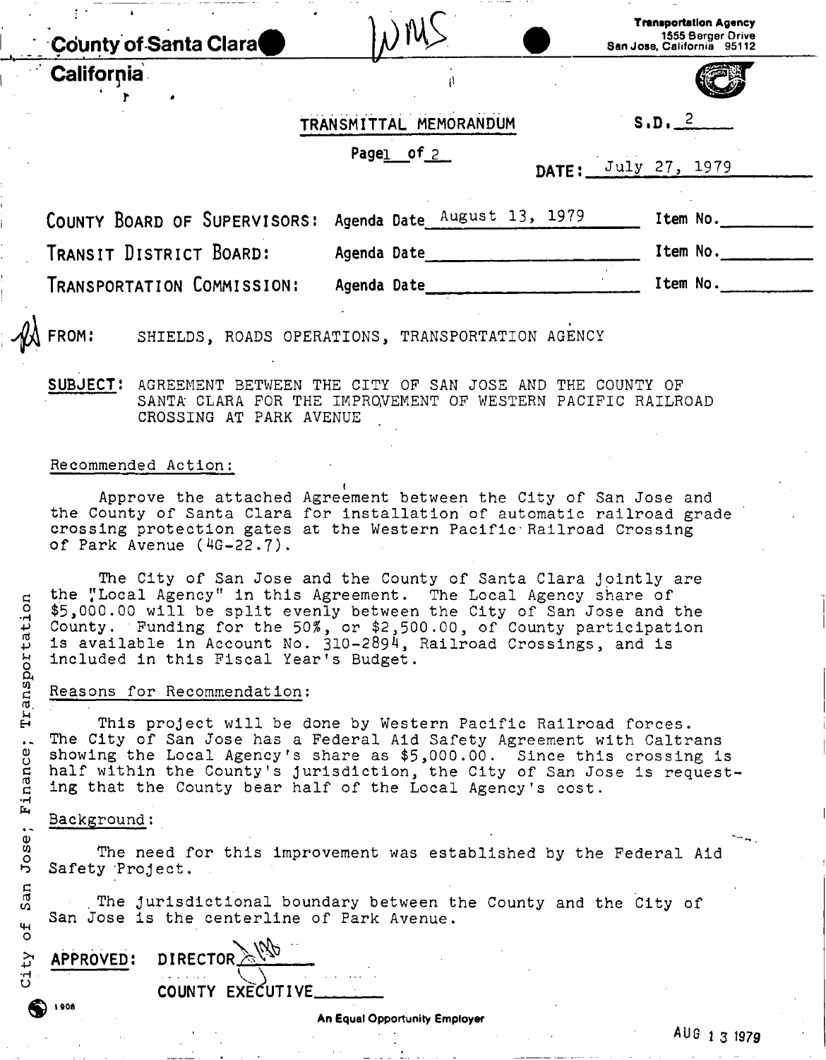County of Santa Clara
California

Transportation Agency
1555 Berger Drive
San Jose, California 95112

WMS

# TRANSMITTAL MEMORANDUM

S.D. 2

Page 1 of 2

DATE: July 27, 1979

COUNTY BOARD OF SUPERVISORS: Agenda Date August 13, 1979 Item No.____

TRANSIT DISTRICT BOARD: Agenda Date____ Item No.____

TRANSPORTATION COMMISSION: Agenda Date____ Item No.____

FROM: SHIELDS, ROADS OPERATIONS, TRANSPORTATION AGENCY

**SUBJECT:** AGREEMENT BETWEEN THE CITY OF SAN JOSE AND THE COUNTY OF SANTA CLARA FOR THE IMPROVEMENT OF WESTERN PACIFIC RAILROAD CROSSING AT PARK AVENUE

Recommended Action:

Approve the attached Agreement between the City of San Jose and the County of Santa Clara for installation of automatic railroad grade crossing protection gates at the Western Pacific Railroad Crossing of Park Avenue (4G-22.7).

The City of San Jose and the County of Santa Clara jointly are the "Local Agency" in this Agreement. The Local Agency share of $5,000.00 will be split evenly between the City of San Jose and the County. Funding for the 50%, or $2,500.00, of County participation is available in Account No. 310-2894, Railroad Crossings, and is included in this Fiscal Year's Budget.

Reasons for Recommendation:

This project will be done by Western Pacific Railroad forces. The City of San Jose has a Federal Aid Safety Agreement with Caltrans showing the Local Agency's share as $5,000.00. Since this crossing is half within the County's jurisdiction, the City of San Jose is requesting that the County bear half of the Local Agency's cost.

Background:

The need for this improvement was established by the Federal Aid Safety Project.

The jurisdictional boundary between the County and the City of San Jose is the centerline of Park Avenue.

City of San Jose; Finance; Transportation

APPROVED: DIRECTOR____

COUNTY EXECUTIVE____

An Equal Opportunity Employer

AUG 13 1979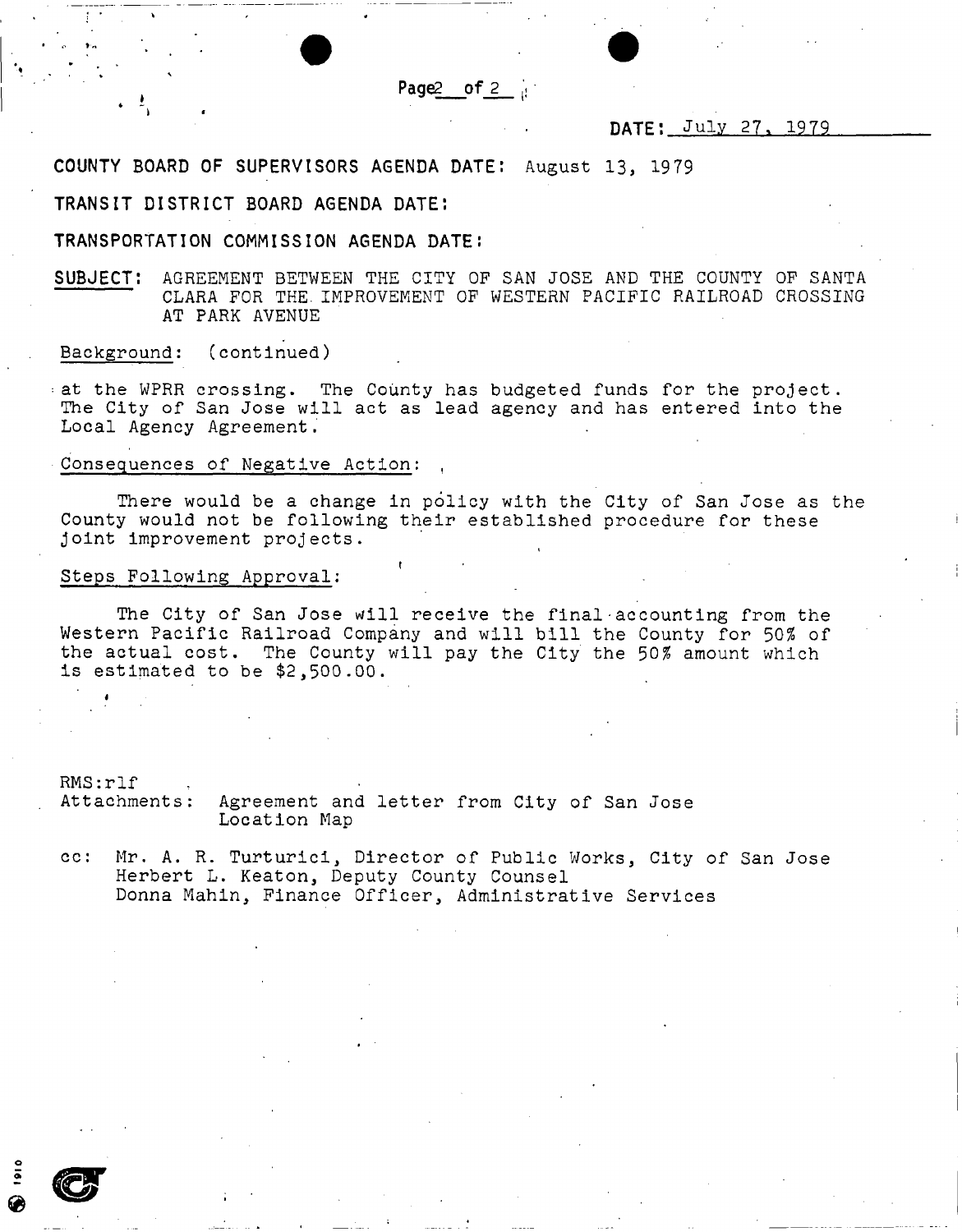DATE: July 27, 1979

**COUNTY BOARD OF SUPERVISORS AGENDA DATE:** August 13, 1979

**TRANSIT DISTRICT BOARD AGENDA DATE:**

**TRANSPORTATION COMMISSION AGENDA DATE:**

**SUBJECT:** AGREEMENT BETWEEN THE CITY OF SAN JOSE AND THE COUNTY OF SANTA CLARA FOR THE IMPROVEMENT OF WESTERN PACIFIC RAILROAD CROSSING AT PARK AVENUE

Background: (continued)

at the WPRR crossing. The County has budgeted funds for the project. The City of San Jose will act as lead agency and has entered into the Local Agency Agreement.

Consequences of Negative Action:

There would be a change in policy with the City of San Jose as the County would not be following their established procedure for these joint improvement projects.

Steps Following Approval:

The City of San Jose will receive the final accounting from the Western Pacific Railroad Company and will bill the County for 50% of the actual cost. The County will pay the City the 50% amount which is estimated to be $2,500.00.

RMS:rlf
Attachments: Agreement and letter from City of San Jose
Location Map

cc: Mr. A. R. Turturici, Director of Public Works, City of San Jose
Herbert L. Keaton, Deputy County Counsel
Donna Mahin, Finance Officer, Administrative Services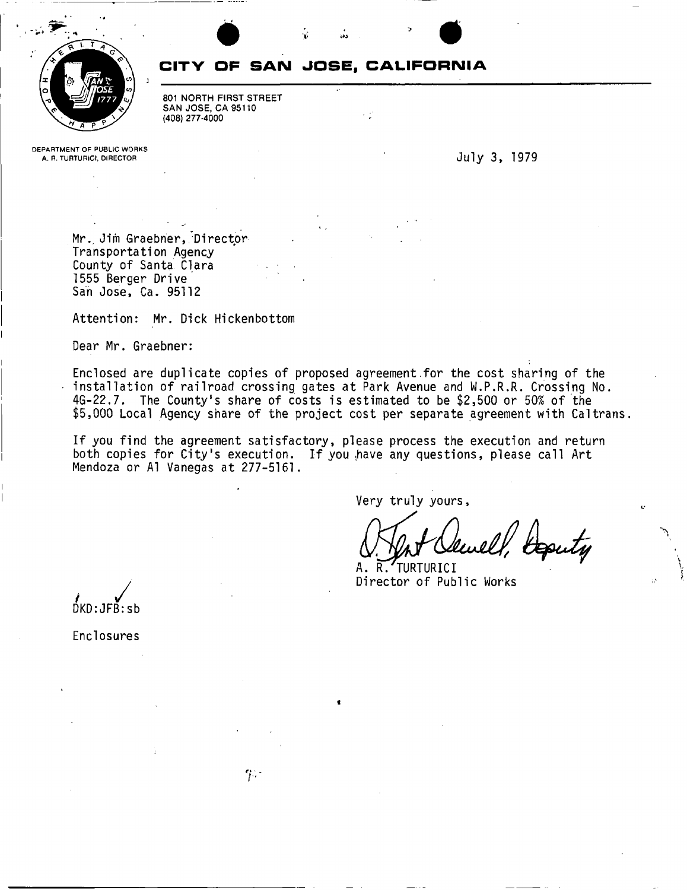# CITY OF SAN JOSE, CALIFORNIA

801 NORTH FIRST STREET
SAN JOSE, CA 95110
(408) 277-4000

DEPARTMENT OF PUBLIC WORKS
A. R. TURTURICI, DIRECTOR

July 3, 1979

Mr. Jim Graebner, Director
Transportation Agency
County of Santa Clara
1555 Berger Drive
San Jose, Ca. 95112

Attention: Mr. Dick Hickenbottom

Dear Mr. Graebner:

Enclosed are duplicate copies of proposed agreement for the cost sharing of the installation of railroad crossing gates at Park Avenue and W.P.R.R. Crossing No. 4G-22.7. The County's share of costs is estimated to be $2,500 or 50% of the $5,000 Local Agency share of the project cost per separate agreement with Caltrans.

If you find the agreement satisfactory, please process the execution and return both copies for City's execution. If you have any questions, please call Art Mendoza or Al Vanegas at 277-5161.

Very truly yours,

Deputy

A. R. TURTURICI
Director of Public Works

DKD:JFB:sb

Enclosures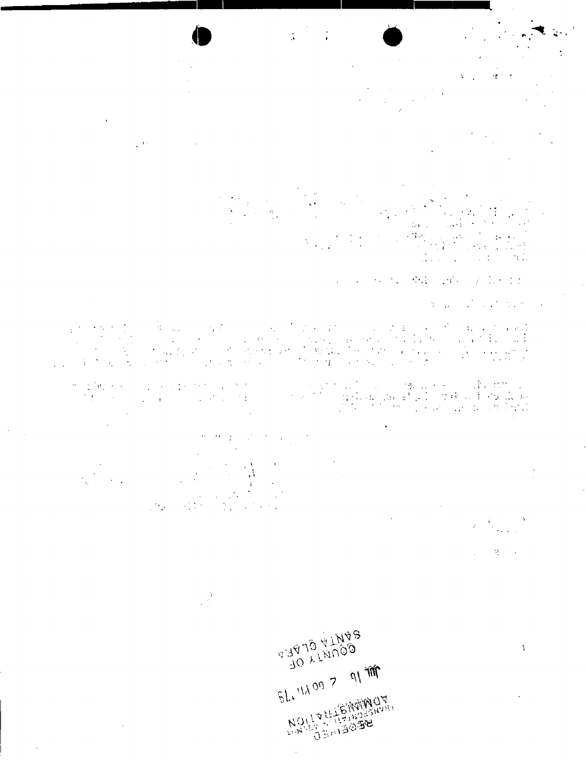RECEIVED
TRANSPORTATION AGENCY
ADMINISTRATION
'79 JUL 16 2 00 PM
COUNTY OF
SANTA CLARA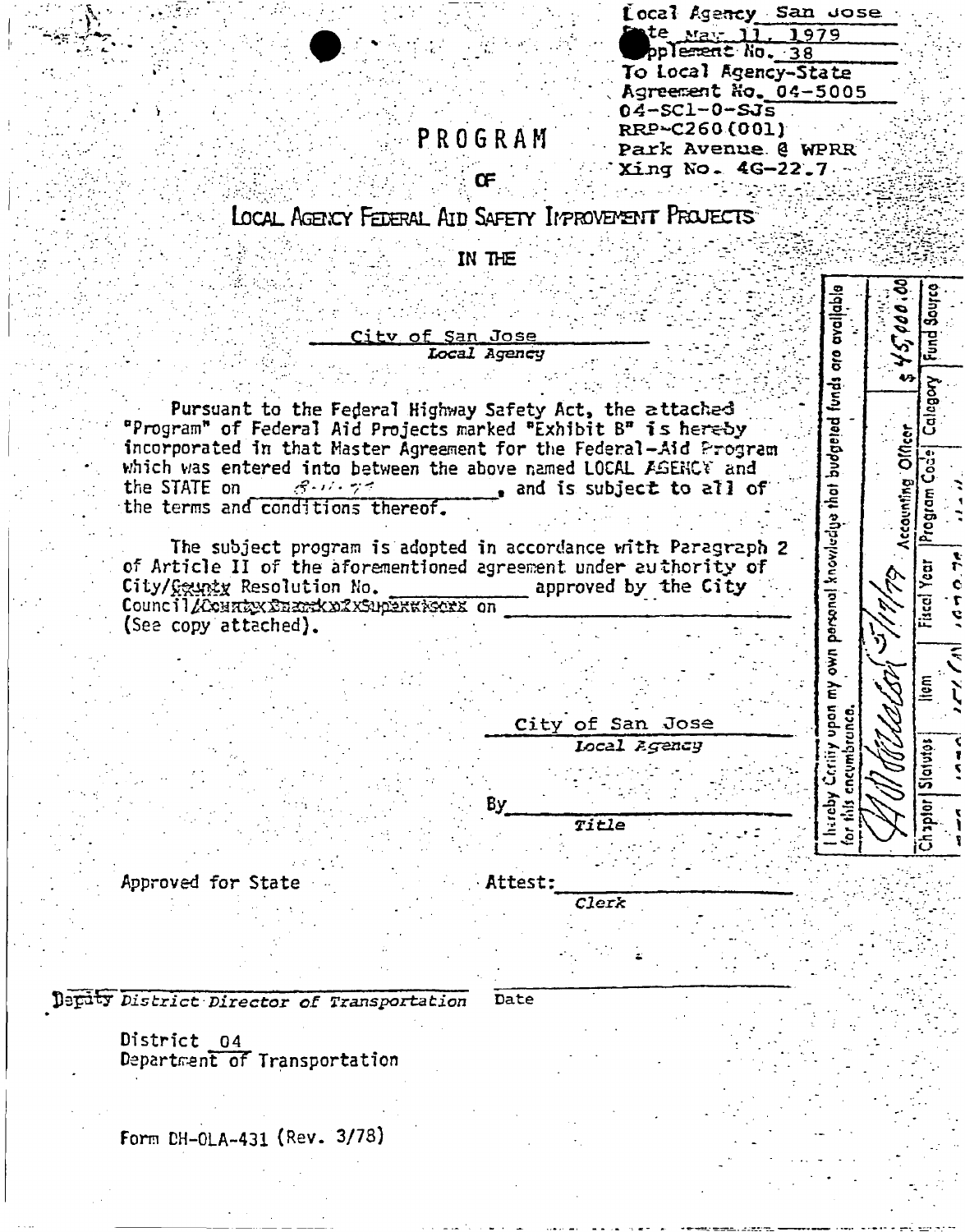Local Agency San Jose
Date May 11, 1979
Supplement No. 38
To Local Agency-State
Agreement No. 04-5005
04-SCl-0-SJs
RRP-C260(001)
Park Avenue @ WPRR
Xing No. 4G-22.7

# PROGRAM

## OF

## LOCAL AGENCY FEDERAL AID SAFETY IMPROVEMENT PROJECTS

## IN THE

City of San Jose
*Local Agency*

Pursuant to the Federal Highway Safety Act, the attached "Program" of Federal Aid Projects marked "Exhibit B" is hereby incorporated in that Master Agreement for the Federal-Aid Program which was entered into between the above named LOCAL AGENCY and the STATE on 8-11-77, and is subject to all of the terms and conditions thereof.

The subject program is adopted in accordance with Paragraph 2 of Article II of the aforementioned agreement under authority of City/~~County~~ Resolution No. __________ approved by the City Council/~~County Board of Supervisors~~ on __________ (See copy attached).

City of San Jose
*Local Agency*

By__________
*Title*

Approved for State

Attest:__________
*Clerk*

Deputy *District Director of Transportation* Date

District 04
Department of Transportation

Form DH-OLA-431 (Rev. 3/78)

I hereby Certify upon my own personal knowledge that budgeted funds are available for this encumbrance.

| Accounting Officer | | | | | | $ 45,000.00 |
|---|---|---|---|---|---|---|
| Chapter | Statutes | Item | Fiscal Year | Program Code | Category | Fund Source |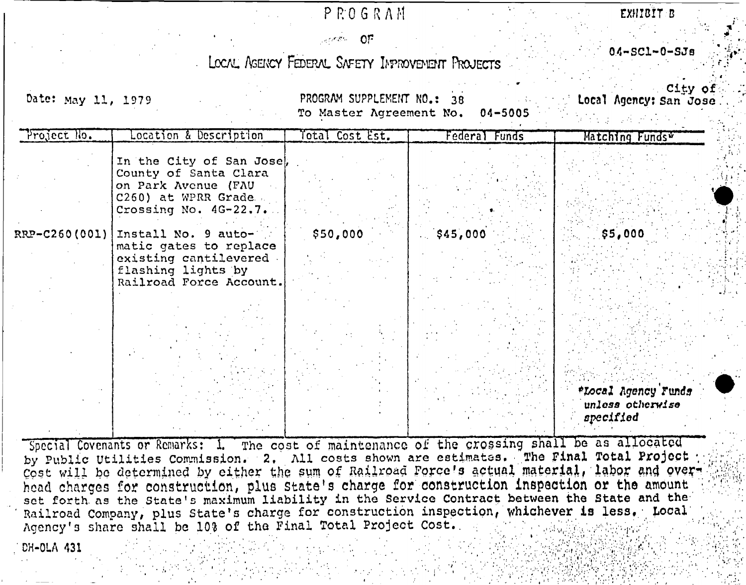EXHIBIT B

# PROGRAM
## OF
## LOCAL AGENCY FEDERAL SAFETY IMPROVEMENT PROJECTS

04-SCl-0-SJs

Date: May 11, 1979

PROGRAM SUPPLEMENT NO.: 38
To Master Agreement No. 04-5005

Local Agency: City of San Jose

| Project No. | Location & Description | Total Cost Est. | Federal Funds | Matching Funds* |
|---|---|---|---|---|
| | In the City of San Jose, County of Santa Clara on Park Avenue (FAU C260) at WPRR Grade Crossing No. 4G-22.7. | | | |
| RRP-C260(001) | Install No. 9 automatic gates to replace existing cantilevered flashing lights by Railroad Force Account. | $50,000 | $45,000 | $5,000 |
| | | | | *Local Agency Funds unless otherwise specified |

Special Covenants or Remarks: 1. The cost of maintenance of the crossing shall be as allocated by Public Utilities Commission. 2. All costs shown are estimates. The Final Total Project Cost will be determined by either the sum of Railroad Force's actual material, labor and overhead charges for construction, plus State's charge for construction inspection or the amount set forth as the State's maximum liability in the Service Contract between the State and the Railroad Company, plus State's charge for construction inspection, whichever is less. Local Agency's share shall be 10% of the Final Total Project Cost.

DH-OLA 431